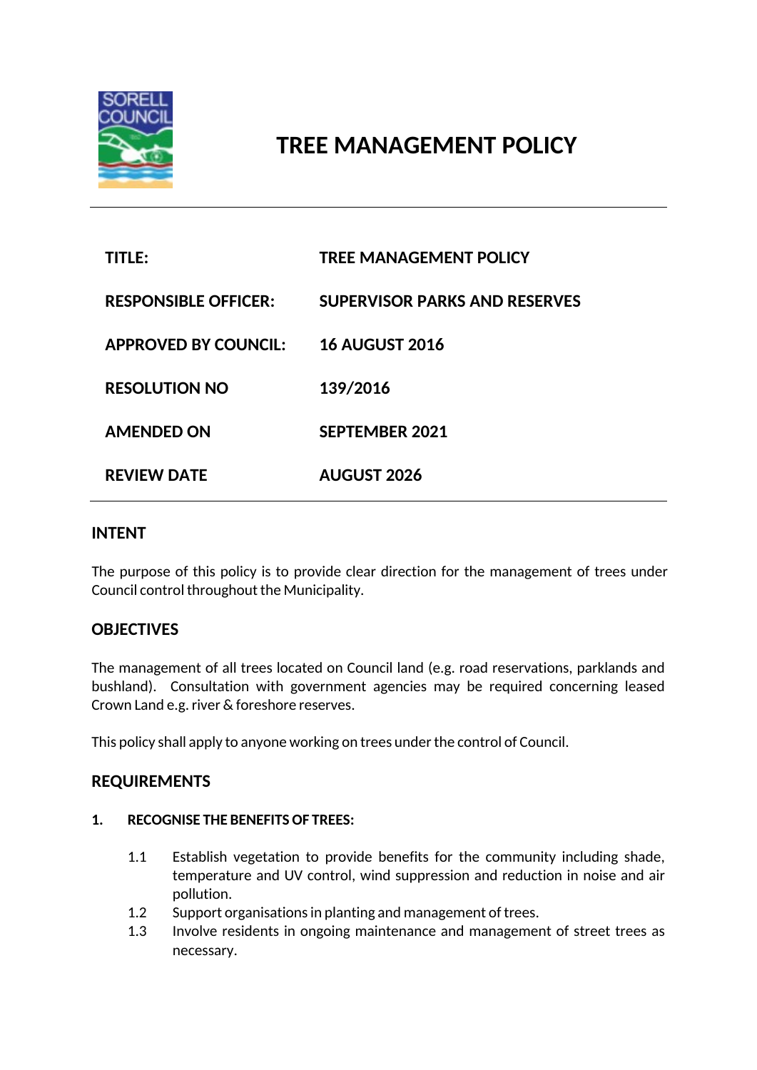# TREE MANAGEMENT POLICY

| | |
|---|---|
| **TITLE:** | **TREE MANAGEMENT POLICY** |
| **RESPONSIBLE OFFICER:** | **SUPERVISOR PARKS AND RESERVES** |
| **APPROVED BY COUNCIL:** | **16 AUGUST 2016** |
| **RESOLUTION NO** | **139/2016** |
| **AMENDED ON** | **SEPTEMBER 2021** |
| **REVIEW DATE** | **AUGUST 2026** |

## INTENT

The purpose of this policy is to provide clear direction for the management of trees under Council control throughout the Municipality.

## OBJECTIVES

The management of all trees located on Council land (e.g. road reservations, parklands and bushland). Consultation with government agencies may be required concerning leased Crown Land e.g. river & foreshore reserves.

This policy shall apply to anyone working on trees under the control of Council.

## REQUIREMENTS

### 1. RECOGNISE THE BENEFITS OF TREES:

1.1 Establish vegetation to provide benefits for the community including shade, temperature and UV control, wind suppression and reduction in noise and air pollution.

1.2 Support organisations in planting and management of trees.

1.3 Involve residents in ongoing maintenance and management of street trees as necessary.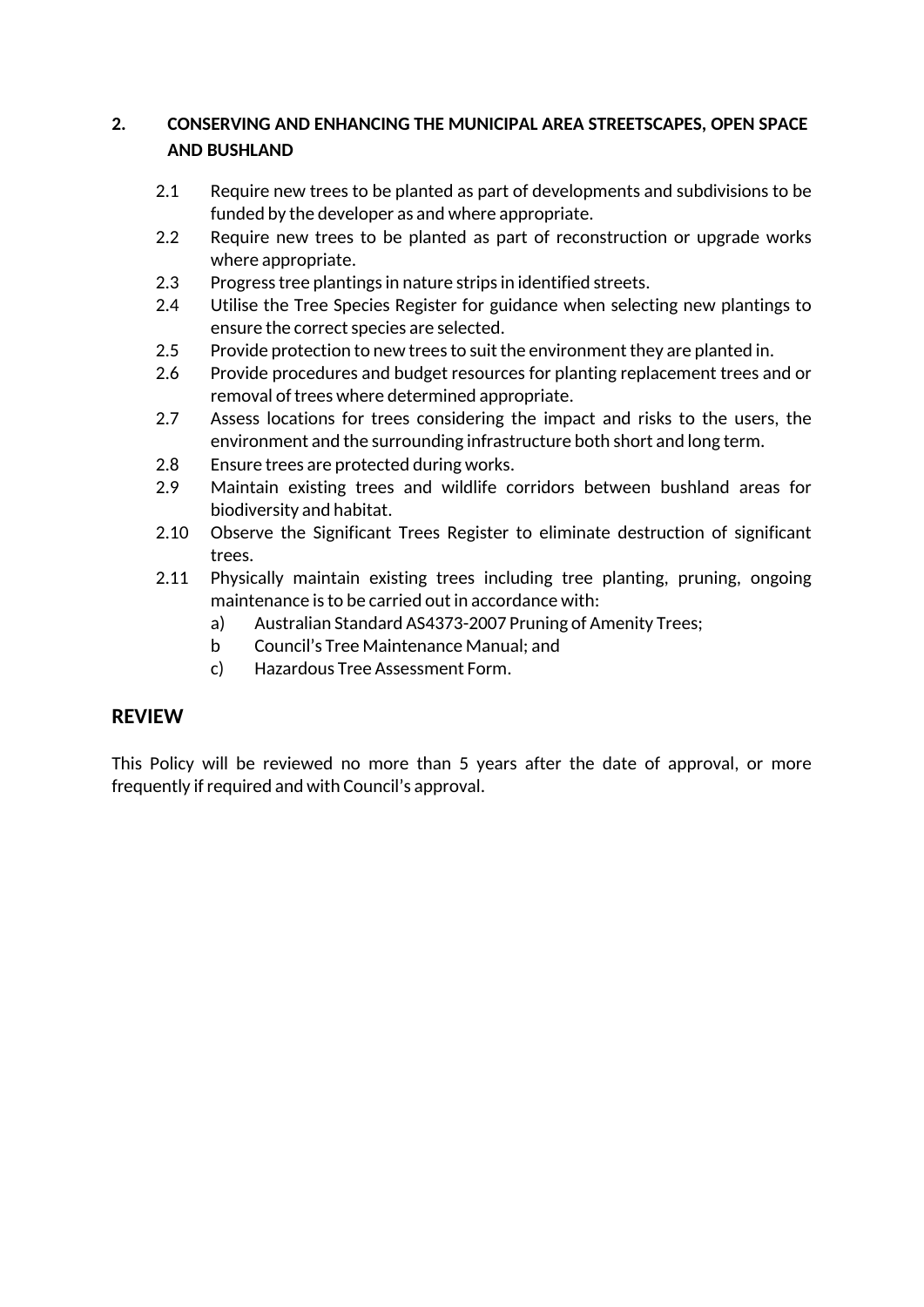## 2. CONSERVING AND ENHANCING THE MUNICIPAL AREA STREETSCAPES, OPEN SPACE AND BUSHLAND

2.1 Require new trees to be planted as part of developments and subdivisions to be funded by the developer as and where appropriate.

2.2 Require new trees to be planted as part of reconstruction or upgrade works where appropriate.

2.3 Progress tree plantings in nature strips in identified streets.

2.4 Utilise the Tree Species Register for guidance when selecting new plantings to ensure the correct species are selected.

2.5 Provide protection to new trees to suit the environment they are planted in.

2.6 Provide procedures and budget resources for planting replacement trees and or removal of trees where determined appropriate.

2.7 Assess locations for trees considering the impact and risks to the users, the environment and the surrounding infrastructure both short and long term.

2.8 Ensure trees are protected during works.

2.9 Maintain existing trees and wildlife corridors between bushland areas for biodiversity and habitat.

2.10 Observe the Significant Trees Register to eliminate destruction of significant trees.

2.11 Physically maintain existing trees including tree planting, pruning, ongoing maintenance is to be carried out in accordance with:

- a) Australian Standard AS4373-2007 Pruning of Amenity Trees;
- b Council's Tree Maintenance Manual; and
- c) Hazardous Tree Assessment Form.

## REVIEW

This Policy will be reviewed no more than 5 years after the date of approval, or more frequently if required and with Council's approval.